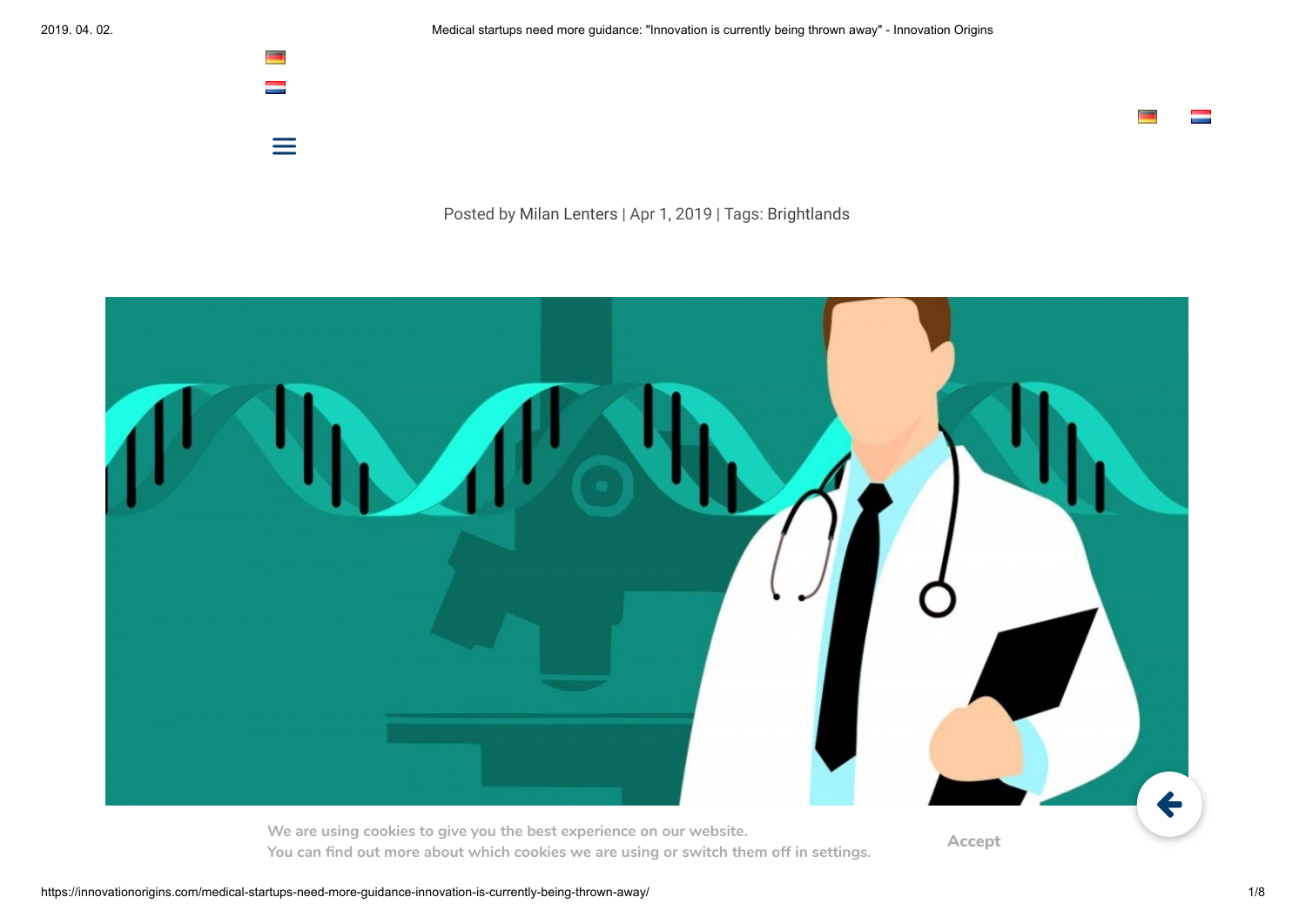Posted by Milan Lenters | Apr 1, 2019 | Tags: Brightlands

We are using cookies to give you the best experience on our website.
You can find out more about which cookies we are using or switch them off in settings.

Accept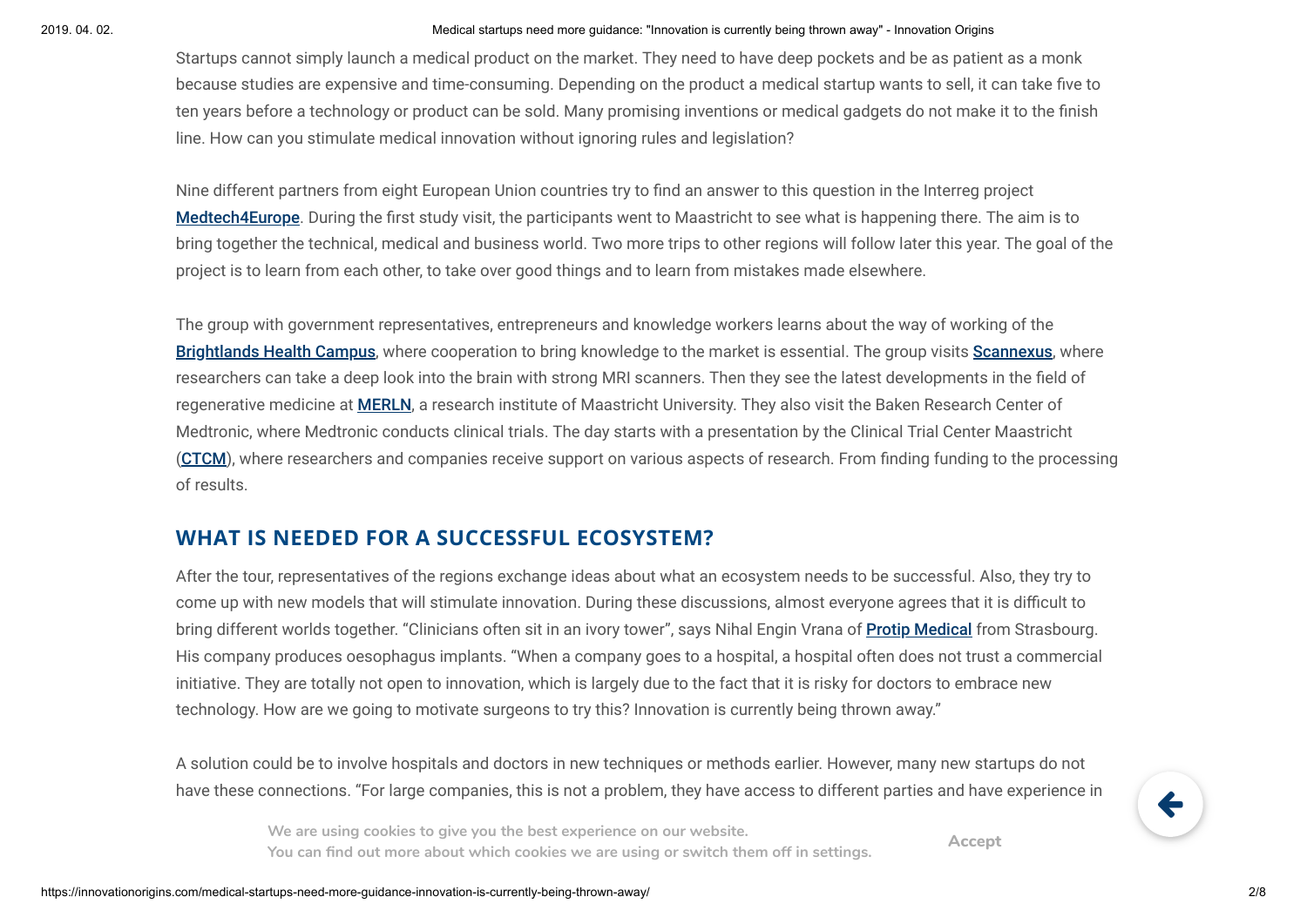Startups cannot simply launch a medical product on the market. They need to have deep pockets and be as patient as a monk because studies are expensive and time-consuming. Depending on the product a medical startup wants to sell, it can take five to ten years before a technology or product can be sold. Many promising inventions or medical gadgets do not make it to the finish line. How can you stimulate medical innovation without ignoring rules and legislation?

Nine different partners from eight European Union countries try to find an answer to this question in the Interreg project **Medtech4Europe**. During the first study visit, the participants went to Maastricht to see what is happening there. The aim is to bring together the technical, medical and business world. Two more trips to other regions will follow later this year. The goal of the project is to learn from each other, to take over good things and to learn from mistakes made elsewhere.

The group with government representatives, entrepreneurs and knowledge workers learns about the way of working of the **Brightlands Health Campus**, where cooperation to bring knowledge to the market is essential. The group visits **Scannexus**, where researchers can take a deep look into the brain with strong MRI scanners. Then they see the latest developments in the field of regenerative medicine at **MERLN**, a research institute of Maastricht University. They also visit the Baken Research Center of Medtronic, where Medtronic conducts clinical trials. The day starts with a presentation by the Clinical Trial Center Maastricht (**CTCM**), where researchers and companies receive support on various aspects of research. From finding funding to the processing of results.

## WHAT IS NEEDED FOR A SUCCESSFUL ECOSYSTEM?

After the tour, representatives of the regions exchange ideas about what an ecosystem needs to be successful. Also, they try to come up with new models that will stimulate innovation. During these discussions, almost everyone agrees that it is difficult to bring different worlds together. "Clinicians often sit in an ivory tower", says Nihal Engin Vrana of **Protip Medical** from Strasbourg. His company produces oesophagus implants. "When a company goes to a hospital, a hospital often does not trust a commercial initiative. They are totally not open to innovation, which is largely due to the fact that it is risky for doctors to embrace new technology. How are we going to motivate surgeons to try this? Innovation is currently being thrown away."

A solution could be to involve hospitals and doctors in new techniques or methods earlier. However, many new startups do not have these connections. "For large companies, this is not a problem, they have access to different parties and have experience in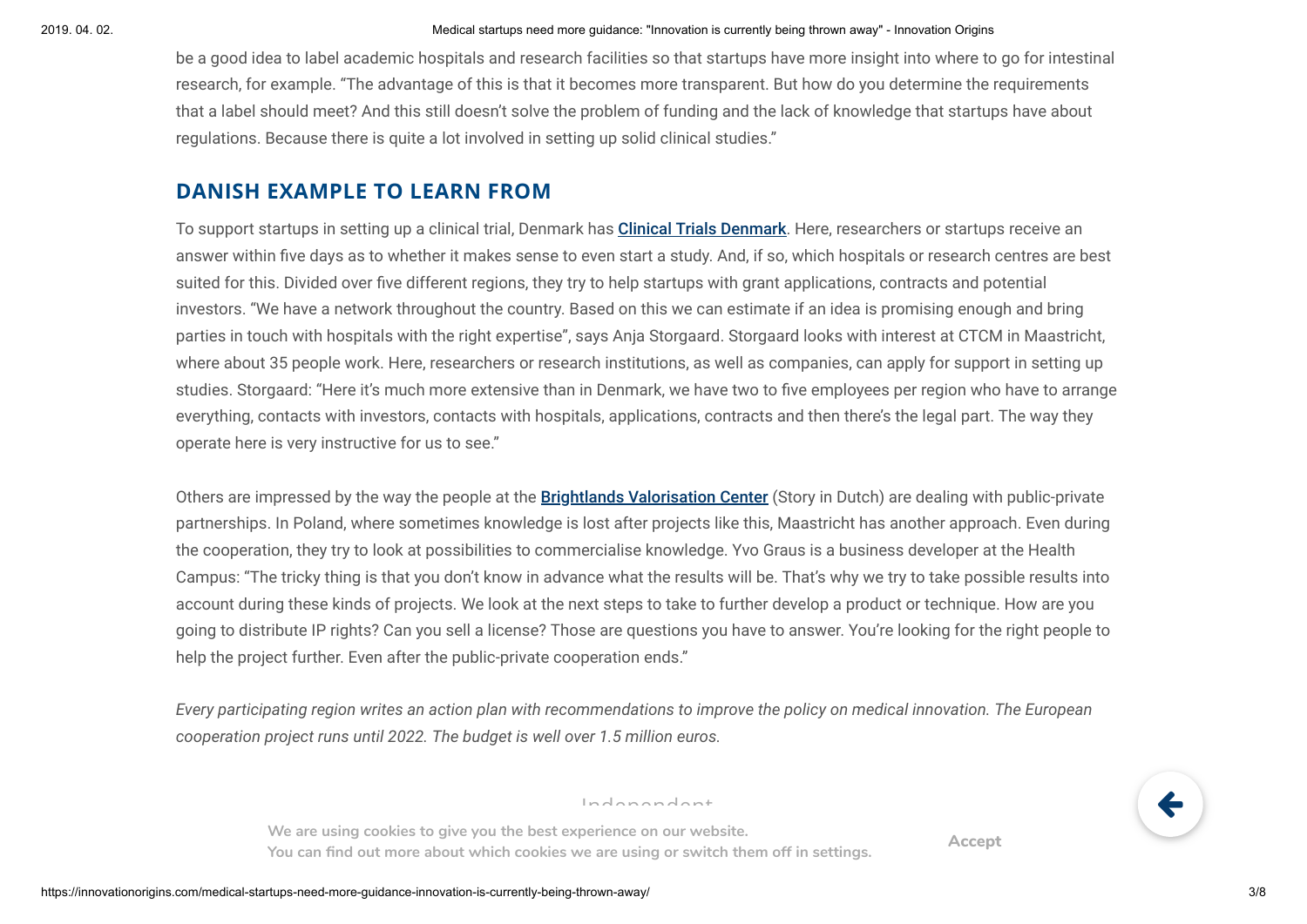be a good idea to label academic hospitals and research facilities so that startups have more insight into where to go for intestinal research, for example. "The advantage of this is that it becomes more transparent. But how do you determine the requirements that a label should meet? And this still doesn't solve the problem of funding and the lack of knowledge that startups have about regulations. Because there is quite a lot involved in setting up solid clinical studies."

## DANISH EXAMPLE TO LEARN FROM

To support startups in setting up a clinical trial, Denmark has **Clinical Trials Denmark**. Here, researchers or startups receive an answer within five days as to whether it makes sense to even start a study. And, if so, which hospitals or research centres are best suited for this. Divided over five different regions, they try to help startups with grant applications, contracts and potential investors. "We have a network throughout the country. Based on this we can estimate if an idea is promising enough and bring parties in touch with hospitals with the right expertise", says Anja Storgaard. Storgaard looks with interest at CTCM in Maastricht, where about 35 people work. Here, researchers or research institutions, as well as companies, can apply for support in setting up studies. Storgaard: "Here it's much more extensive than in Denmark, we have two to five employees per region who have to arrange everything, contacts with investors, contacts with hospitals, applications, contracts and then there's the legal part. The way they operate here is very instructive for us to see."

Others are impressed by the way the people at the **Brightlands Valorisation Center** (Story in Dutch) are dealing with public-private partnerships. In Poland, where sometimes knowledge is lost after projects like this, Maastricht has another approach. Even during the cooperation, they try to look at possibilities to commercialise knowledge. Yvo Graus is a business developer at the Health Campus: "The tricky thing is that you don't know in advance what the results will be. That's why we try to take possible results into account during these kinds of projects. We look at the next steps to take to further develop a product or technique. How are you going to distribute IP rights? Can you sell a license? Those are questions you have to answer. You're looking for the right people to help the project further. Even after the public-private cooperation ends."

*Every participating region writes an action plan with recommendations to improve the policy on medical innovation. The European cooperation project runs until 2022. The budget is well over 1.5 million euros.*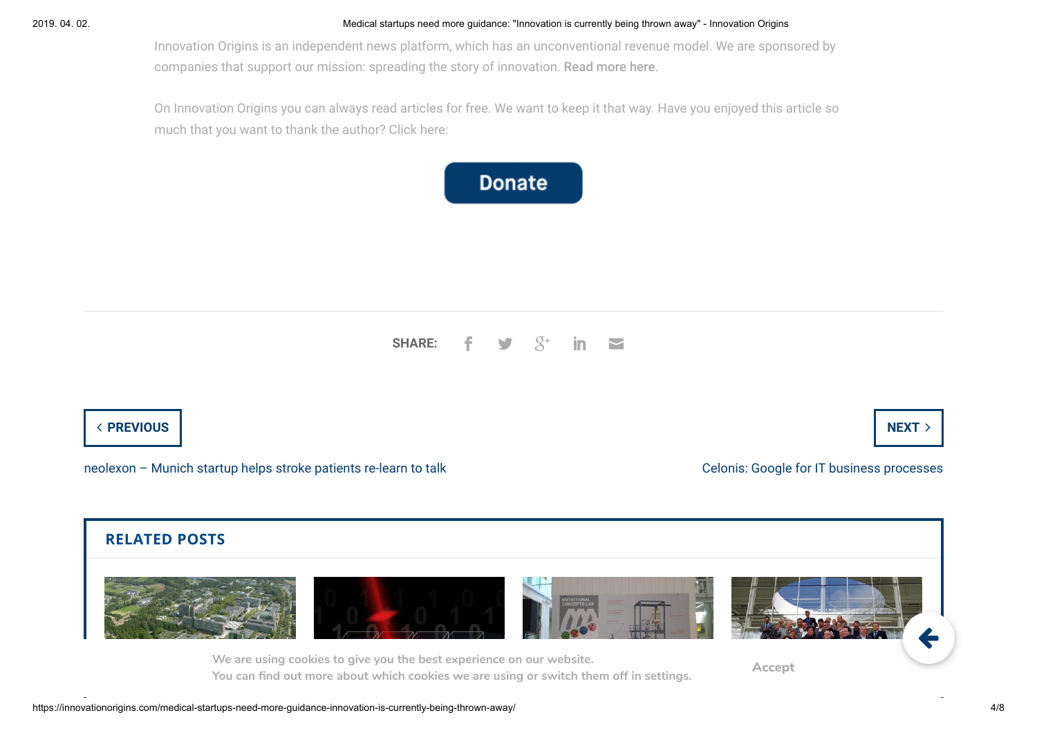Innovation Origins is an independent news platform, which has an unconventional revenue model. We are sponsored by companies that support our mission: spreading the story of innovation. **Read more here**.

On Innovation Origins you can always read articles for free. We want to keep it that way. Have you enjoyed this article so much that you want to thank the author? Click here:

**Donate**

**SHARE:**

< PREVIOUS

neolexon – Munich startup helps stroke patients re-learn to talk

NEXT >

Celonis: Google for IT business processes

## RELATED POSTS

We are using cookies to give you the best experience on our website.
You can find out more about which cookies we are using or switch them off in settings.

Accept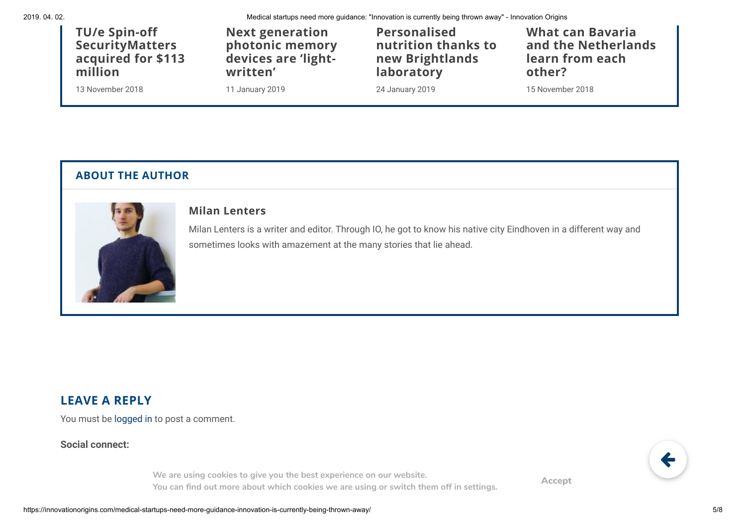**TU/e Spin-off SecurityMatters acquired for $113 million**

13 November 2018

**Next generation photonic memory devices are 'light-written'**

11 January 2019

**Personalised nutrition thanks to new Brightlands laboratory**

24 January 2019

**What can Bavaria and the Netherlands learn from each other?**

15 November 2018

## ABOUT THE AUTHOR

### Milan Lenters

Milan Lenters is a writer and editor. Through IO, he got to know his native city Eindhoven in a different way and sometimes looks with amazement at the many stories that lie ahead.

## LEAVE A REPLY

You must be logged in to post a comment.

**Social connect:**

We are using cookies to give you the best experience on our website.
You can find out more about which cookies we are using or switch them off in settings.

Accept